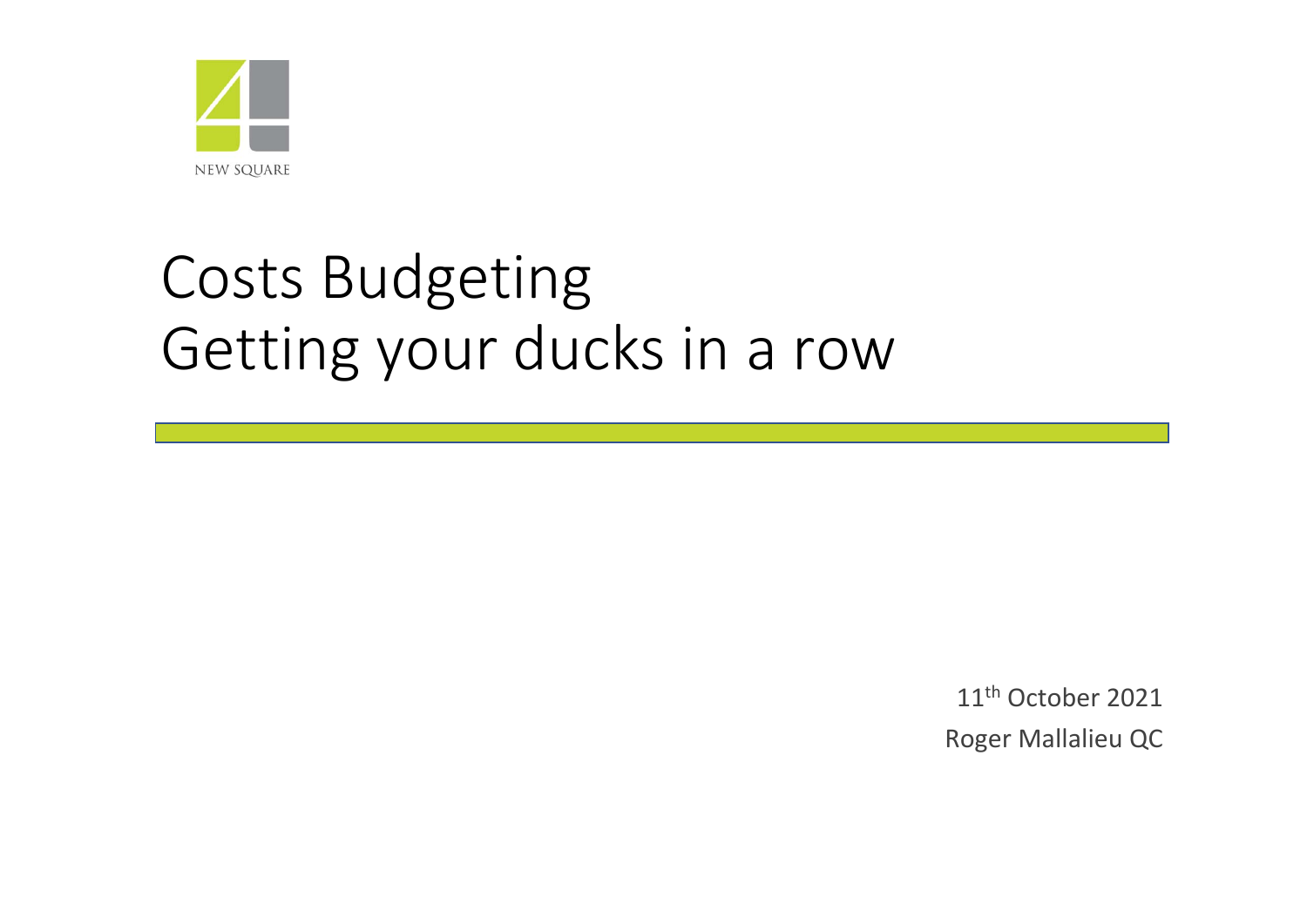NEW SQUARE

# Costs Budgeting
# Getting your ducks in a row

11th October 2021

Roger Mallalieu QC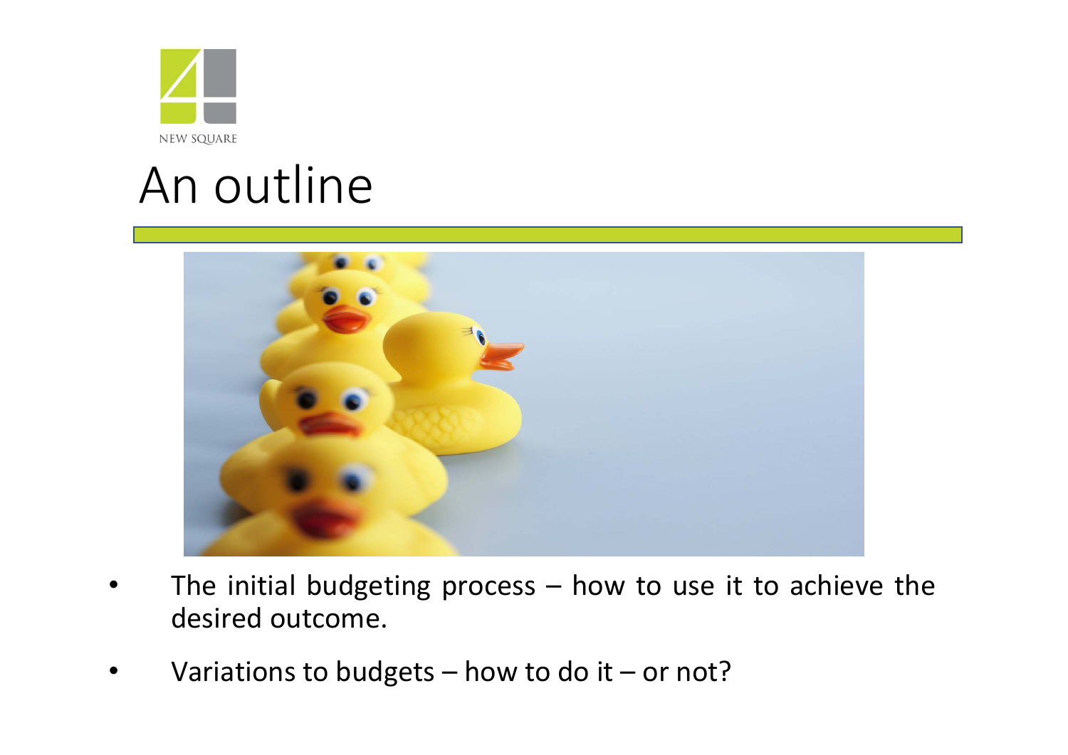# An outline

- The initial budgeting process – how to use it to achieve the desired outcome.
- Variations to budgets – how to do it – or not?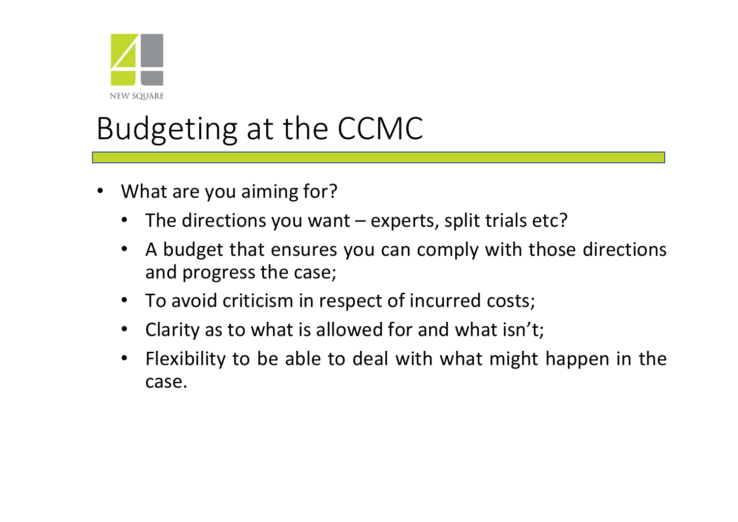# Budgeting at the CCMC

- What are you aiming for?
  - The directions you want – experts, split trials etc?
  - A budget that ensures you can comply with those directions and progress the case;
  - To avoid criticism in respect of incurred costs;
  - Clarity as to what is allowed for and what isn't;
  - Flexibility to be able to deal with what might happen in the case.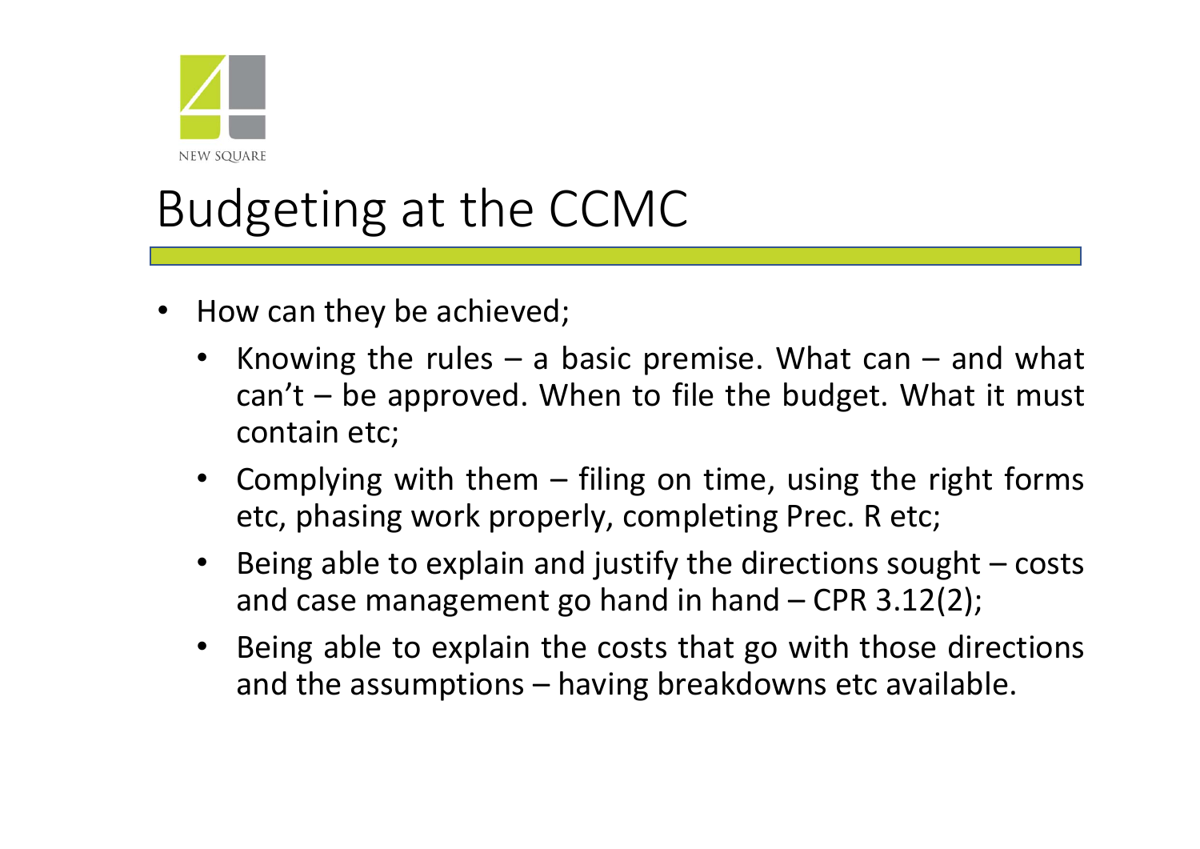# Budgeting at the CCMC

- How can they be achieved;
  - Knowing the rules – a basic premise. What can – and what can't – be approved. When to file the budget. What it must contain etc;
  - Complying with them – filing on time, using the right forms etc, phasing work properly, completing Prec. R etc;
  - Being able to explain and justify the directions sought – costs and case management go hand in hand – CPR 3.12(2);
  - Being able to explain the costs that go with those directions and the assumptions – having breakdowns etc available.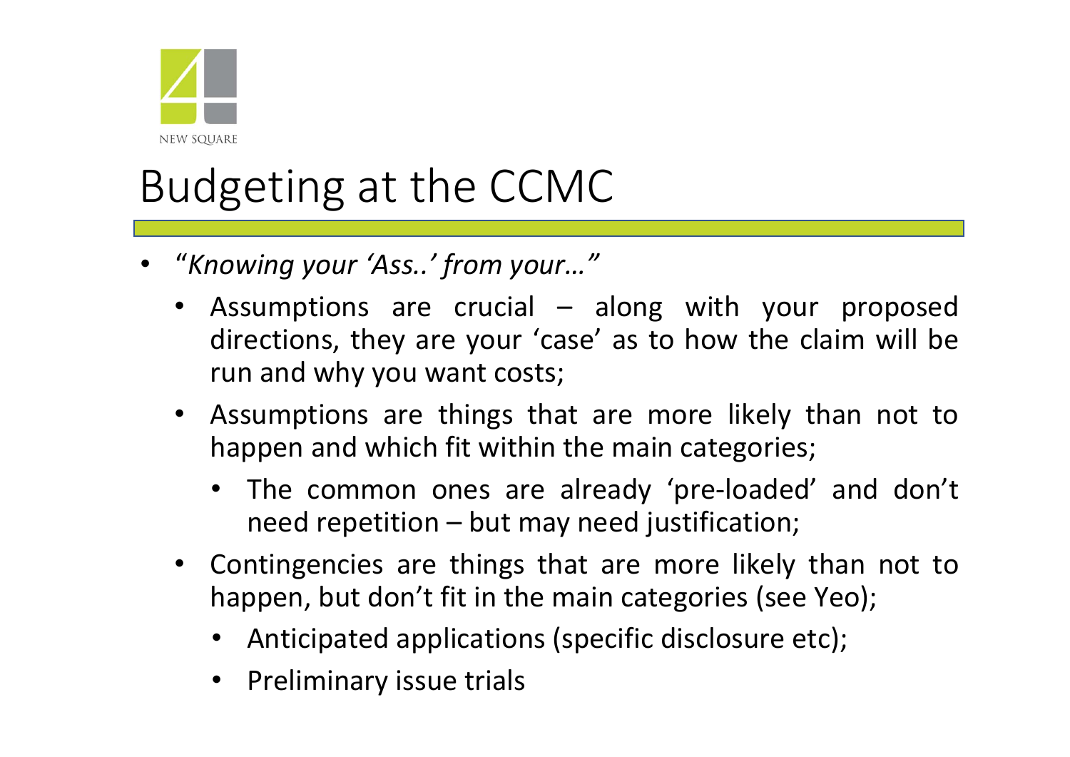# Budgeting at the CCMC

- *"Knowing your 'Ass..' from your…"*
  - Assumptions are crucial – along with your proposed directions, they are your 'case' as to how the claim will be run and why you want costs;
  - Assumptions are things that are more likely than not to happen and which fit within the main categories;
    - The common ones are already 'pre-loaded' and don't need repetition – but may need justification;
  - Contingencies are things that are more likely than not to happen, but don't fit in the main categories (see Yeo);
    - Anticipated applications (specific disclosure etc);
    - Preliminary issue trials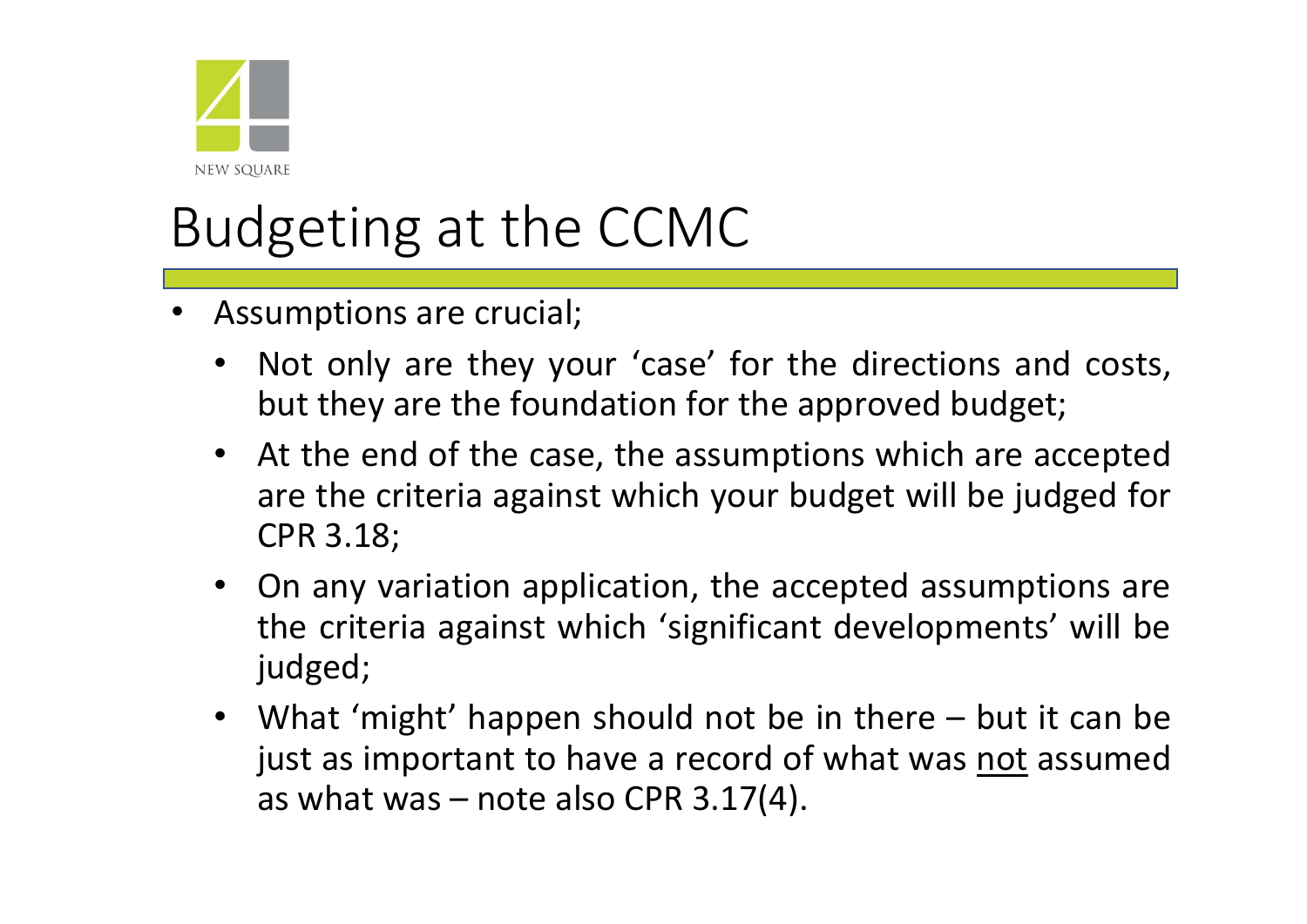# Budgeting at the CCMC

- Assumptions are crucial;
  - Not only are they your ‘case’ for the directions and costs, but they are the foundation for the approved budget;
  - At the end of the case, the assumptions which are accepted are the criteria against which your budget will be judged for CPR 3.18;
  - On any variation application, the accepted assumptions are the criteria against which ‘significant developments’ will be judged;
  - What ‘might’ happen should not be in there – but it can be just as important to have a record of what was <u>not</u> assumed as what was – note also CPR 3.17(4).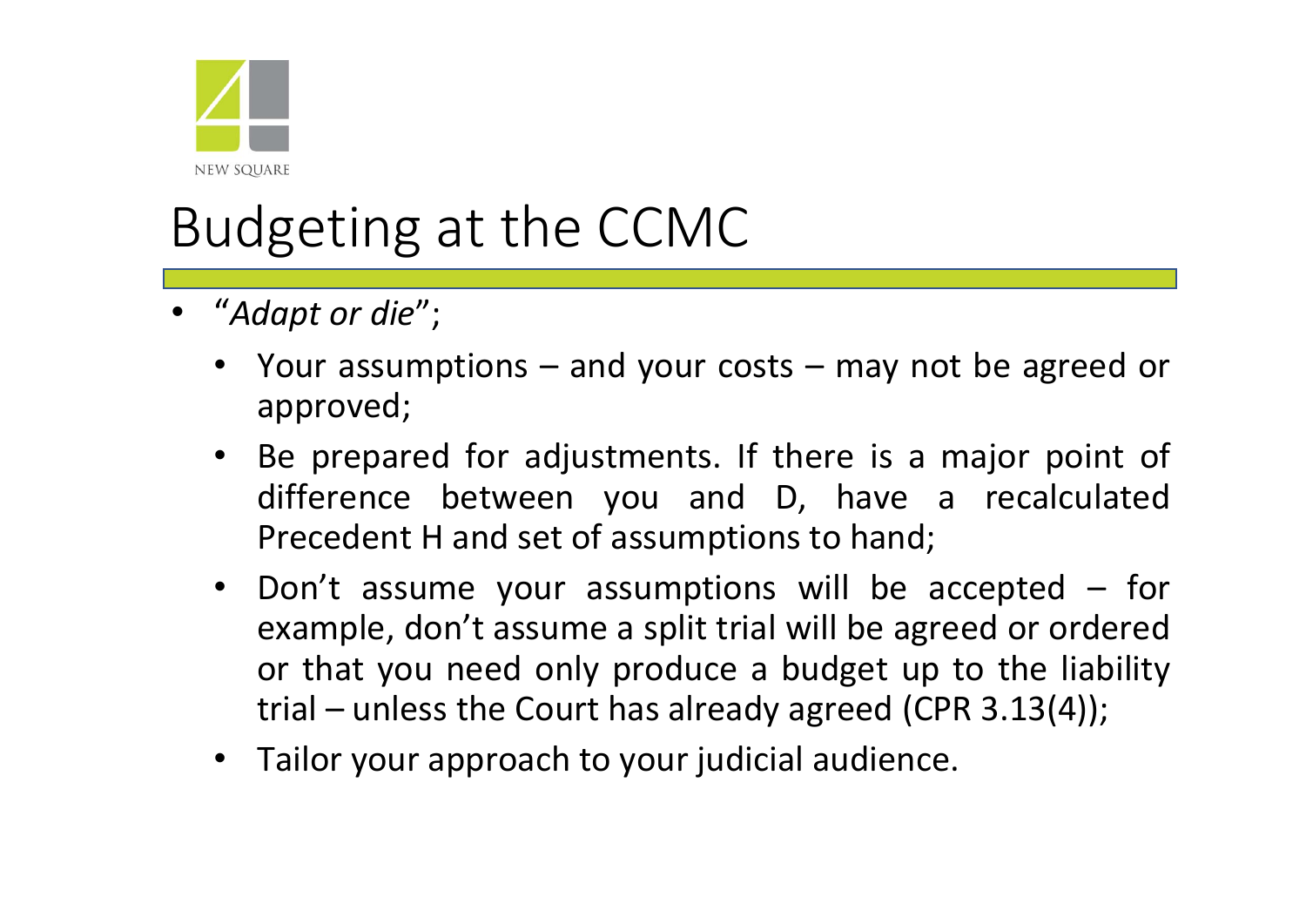# Budgeting at the CCMC

- "*Adapt or die*";
  - Your assumptions – and your costs – may not be agreed or approved;
  - Be prepared for adjustments. If there is a major point of difference between you and D, have a recalculated Precedent H and set of assumptions to hand;
  - Don't assume your assumptions will be accepted – for example, don't assume a split trial will be agreed or ordered or that you need only produce a budget up to the liability trial – unless the Court has already agreed (CPR 3.13(4));
  - Tailor your approach to your judicial audience.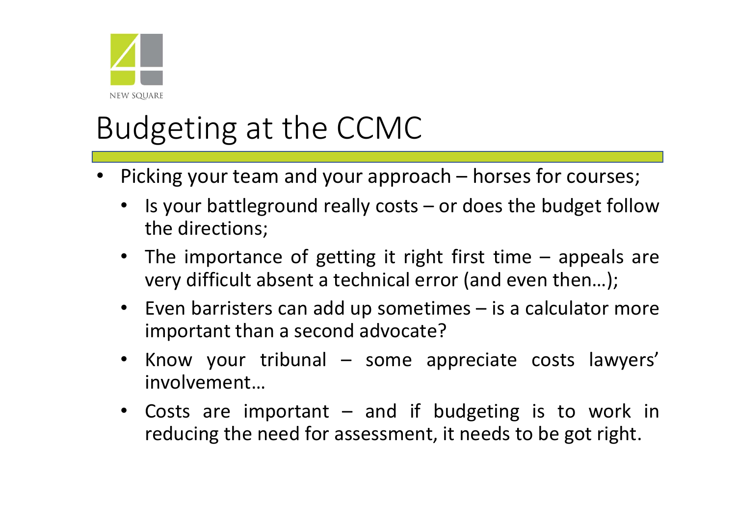# Budgeting at the CCMC

- Picking your team and your approach – horses for courses;
  - Is your battleground really costs – or does the budget follow the directions;
  - The importance of getting it right first time – appeals are very difficult absent a technical error (and even then…);
  - Even barristers can add up sometimes – is a calculator more important than a second advocate?
  - Know your tribunal – some appreciate costs lawyers' involvement…
  - Costs are important – and if budgeting is to work in reducing the need for assessment, it needs to be got right.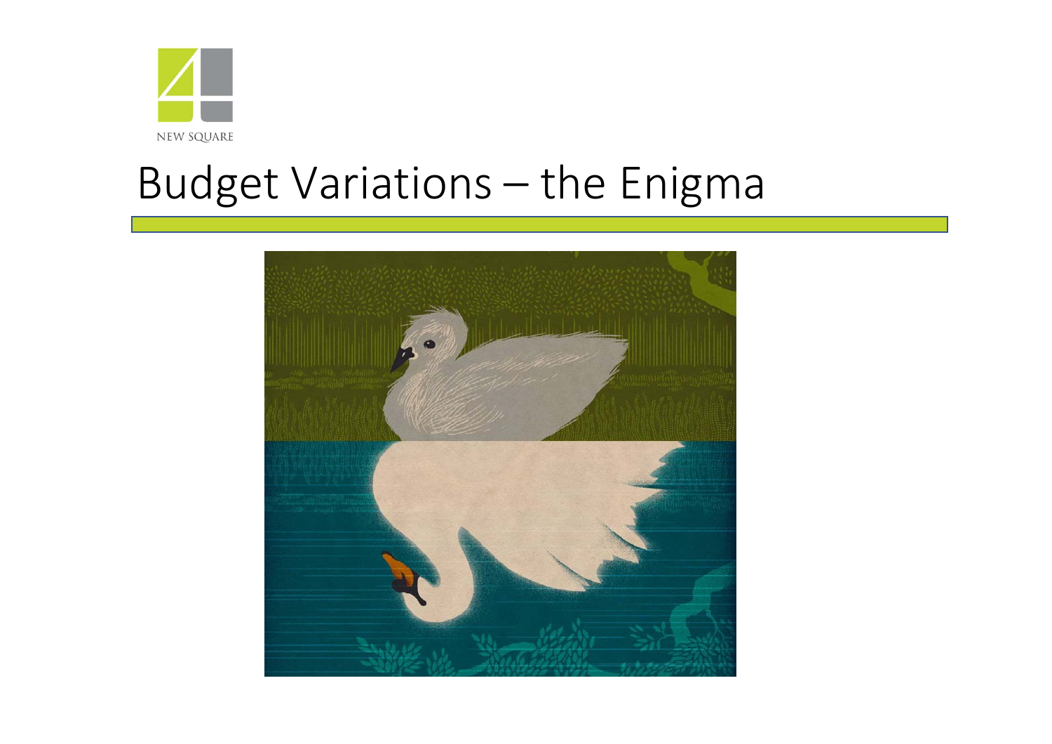# Budget Variations – the Enigma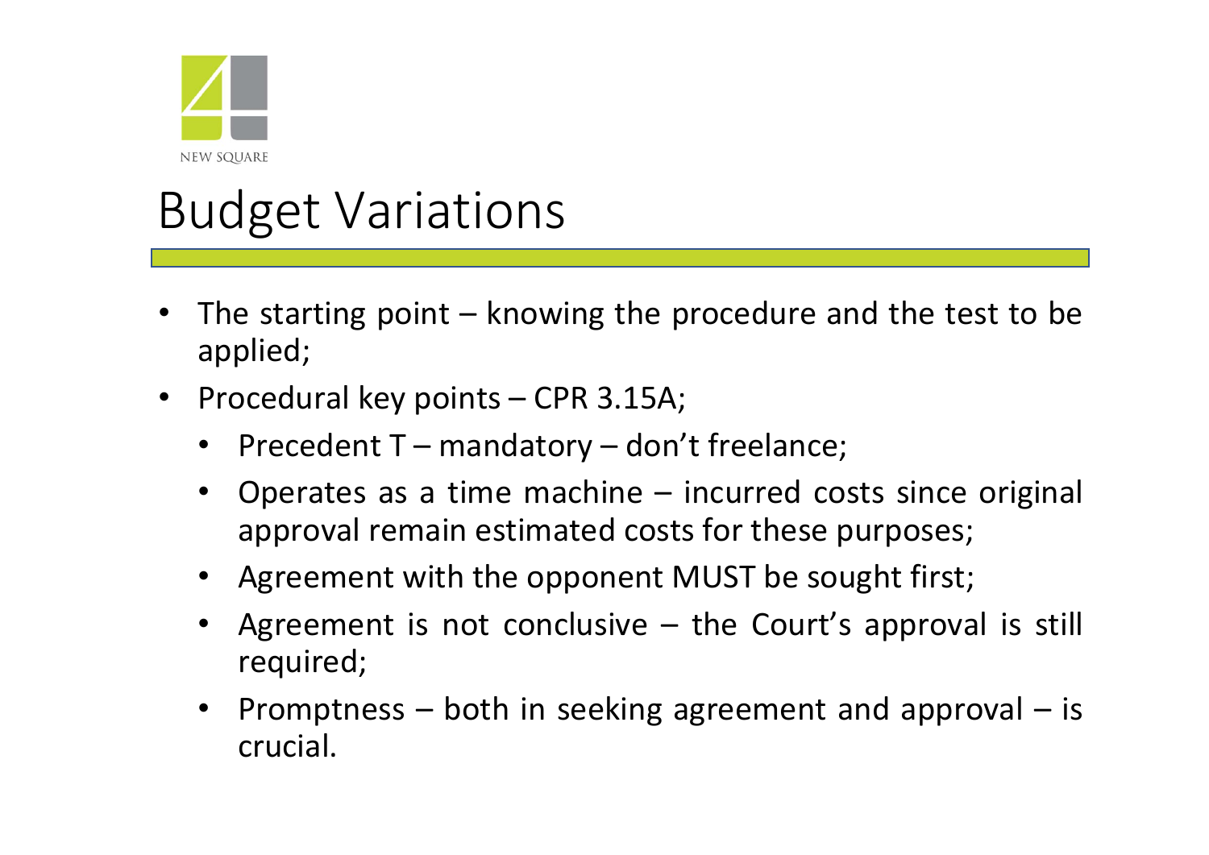# Budget Variations

- The starting point – knowing the procedure and the test to be applied;
- Procedural key points – CPR 3.15A;
  - Precedent T – mandatory – don't freelance;
  - Operates as a time machine – incurred costs since original approval remain estimated costs for these purposes;
  - Agreement with the opponent MUST be sought first;
  - Agreement is not conclusive – the Court's approval is still required;
  - Promptness – both in seeking agreement and approval – is crucial.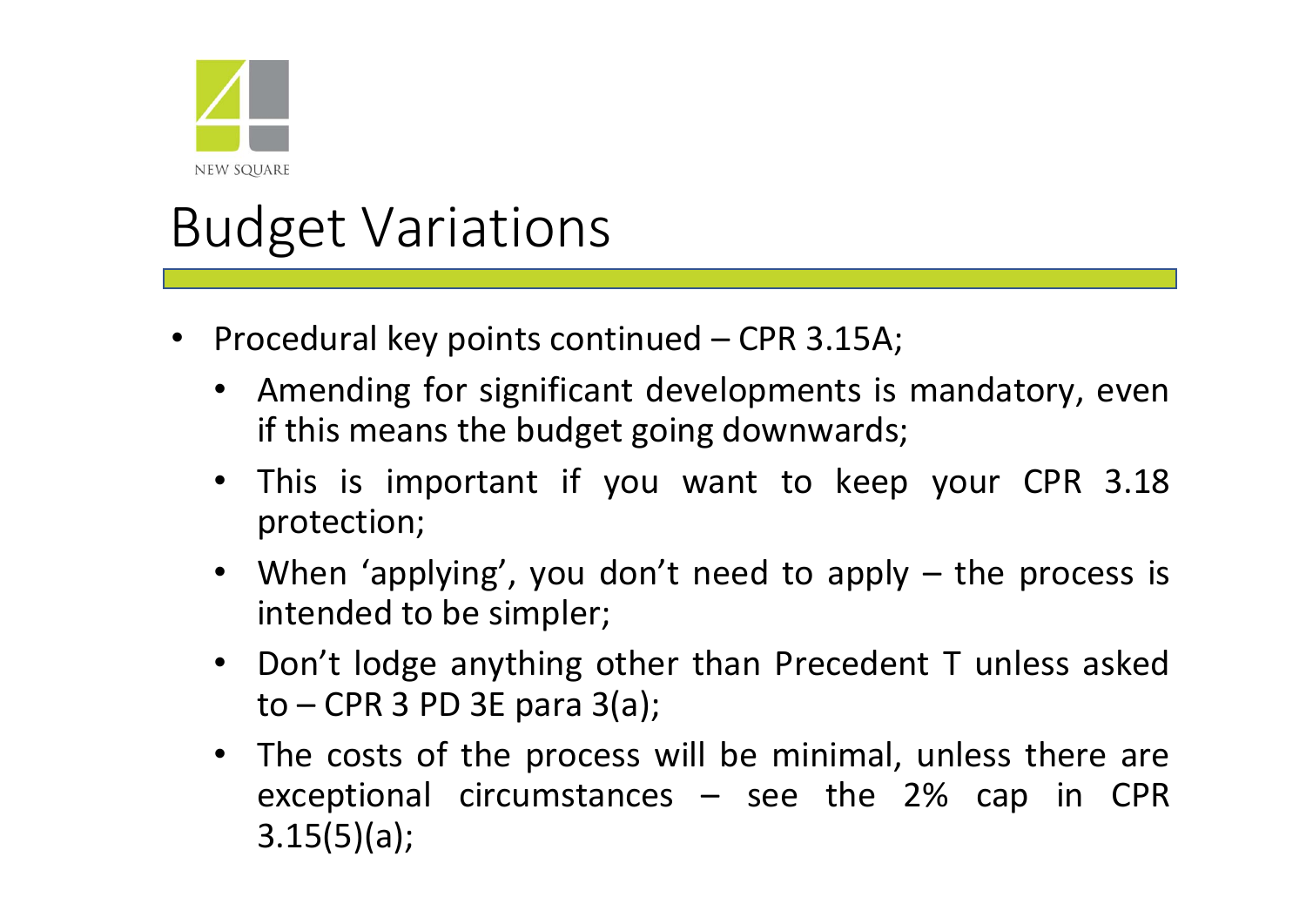# Budget Variations

- Procedural key points continued – CPR 3.15A;
  - Amending for significant developments is mandatory, even if this means the budget going downwards;
  - This is important if you want to keep your CPR 3.18 protection;
  - When 'applying', you don't need to apply – the process is intended to be simpler;
  - Don't lodge anything other than Precedent T unless asked to – CPR 3 PD 3E para 3(a);
  - The costs of the process will be minimal, unless there are exceptional circumstances – see the 2% cap in CPR 3.15(5)(a);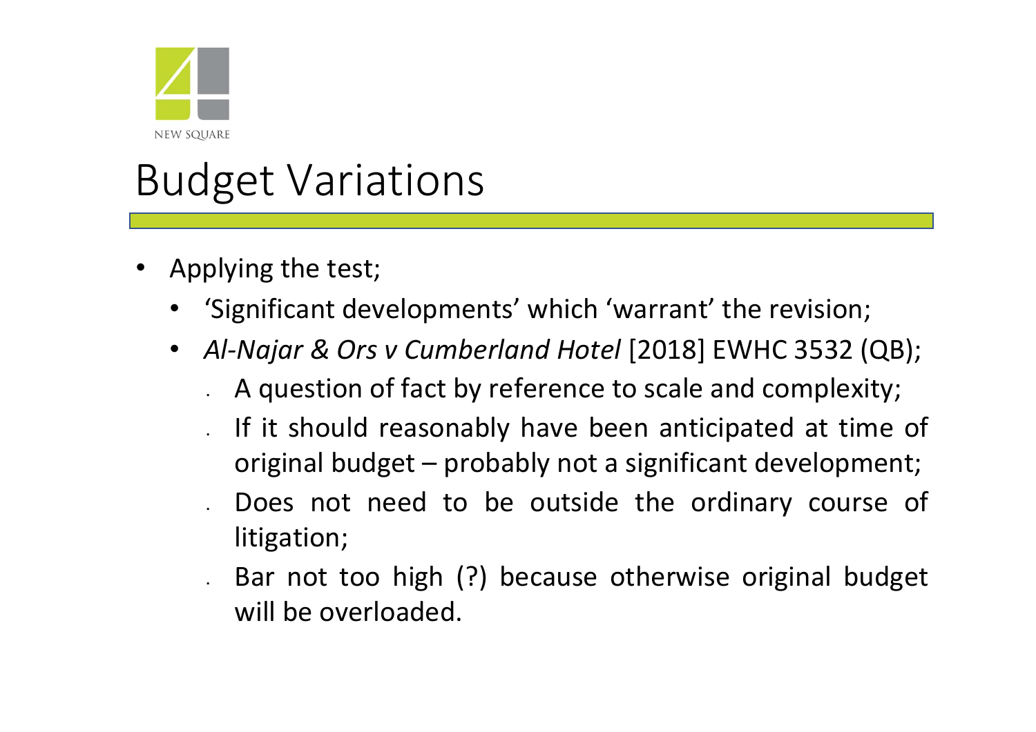# Budget Variations

- Applying the test;
  - 'Significant developments' which 'warrant' the revision;
  - *Al-Najar & Ors v Cumberland Hotel* [2018] EWHC 3532 (QB);
    - A question of fact by reference to scale and complexity;
    - If it should reasonably have been anticipated at time of original budget – probably not a significant development;
    - Does not need to be outside the ordinary course of litigation;
    - Bar not too high (?) because otherwise original budget will be overloaded.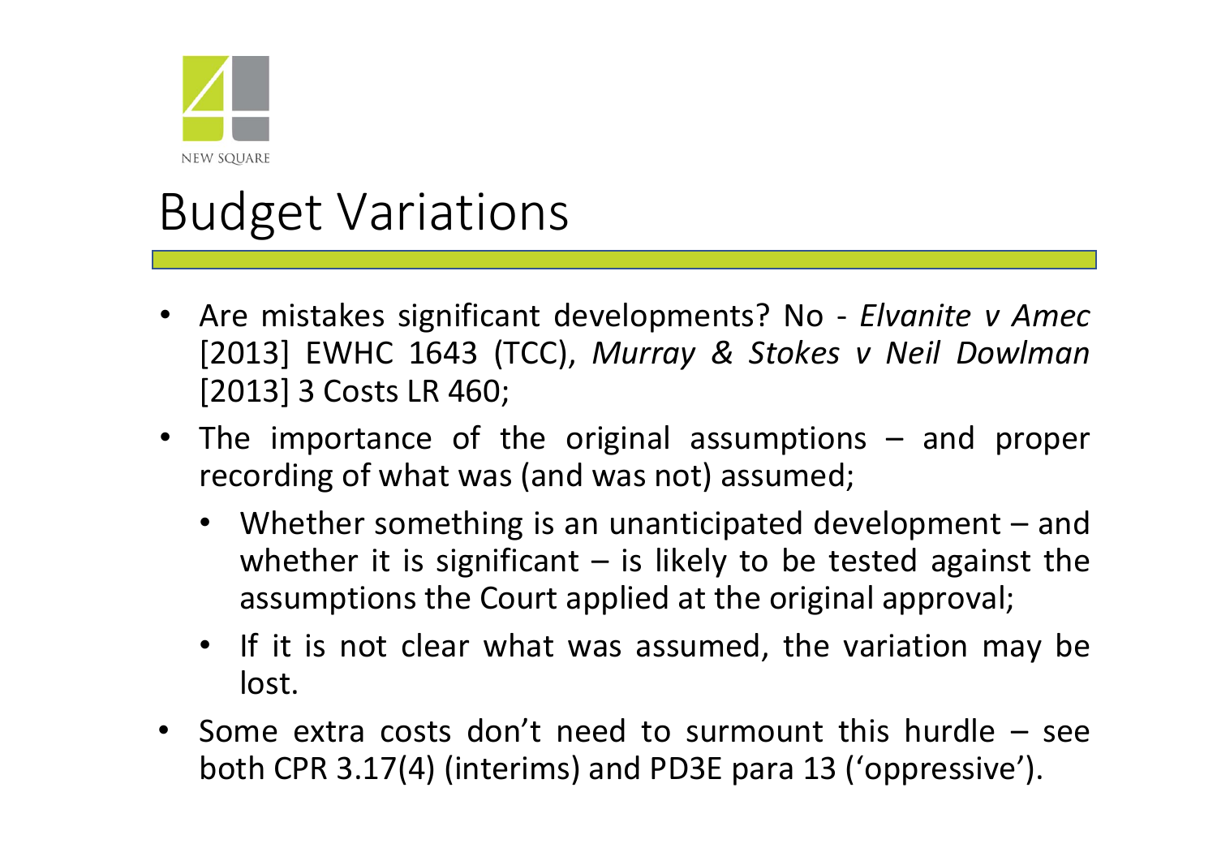# Budget Variations

- Are mistakes significant developments? No - *Elvanite v Amec* [2013] EWHC 1643 (TCC), *Murray & Stokes v Neil Dowlman* [2013] 3 Costs LR 460;
- The importance of the original assumptions – and proper recording of what was (and was not) assumed;
  - Whether something is an unanticipated development – and whether it is significant – is likely to be tested against the assumptions the Court applied at the original approval;
  - If it is not clear what was assumed, the variation may be lost.
- Some extra costs don't need to surmount this hurdle – see both CPR 3.17(4) (interims) and PD3E para 13 ('oppressive').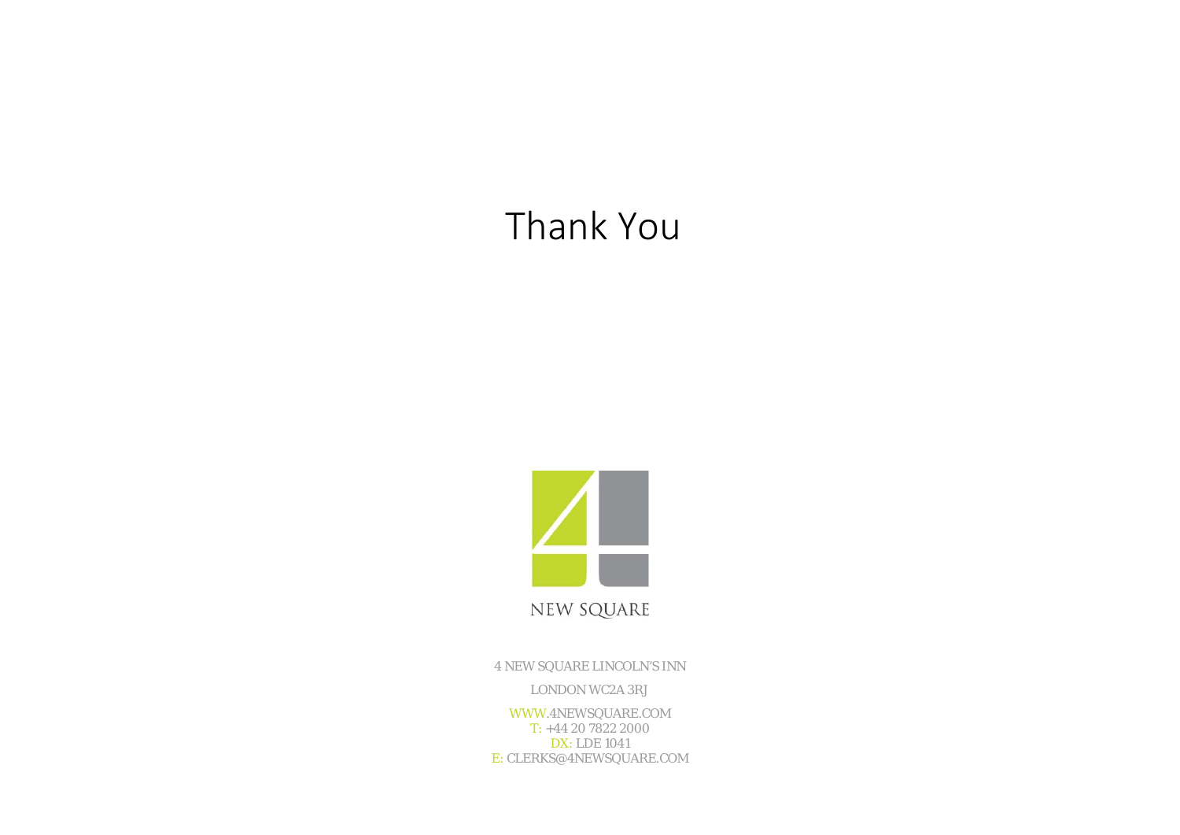# Thank You

NEW SQUARE

4 NEW SQUARE LINCOLN'S INN

LONDON WC2A 3RJ

WWW.4NEWSQUARE.COM
T: +44 20 7822 2000
DX: LDE 1041
E: CLERKS@4NEWSQUARE.COM